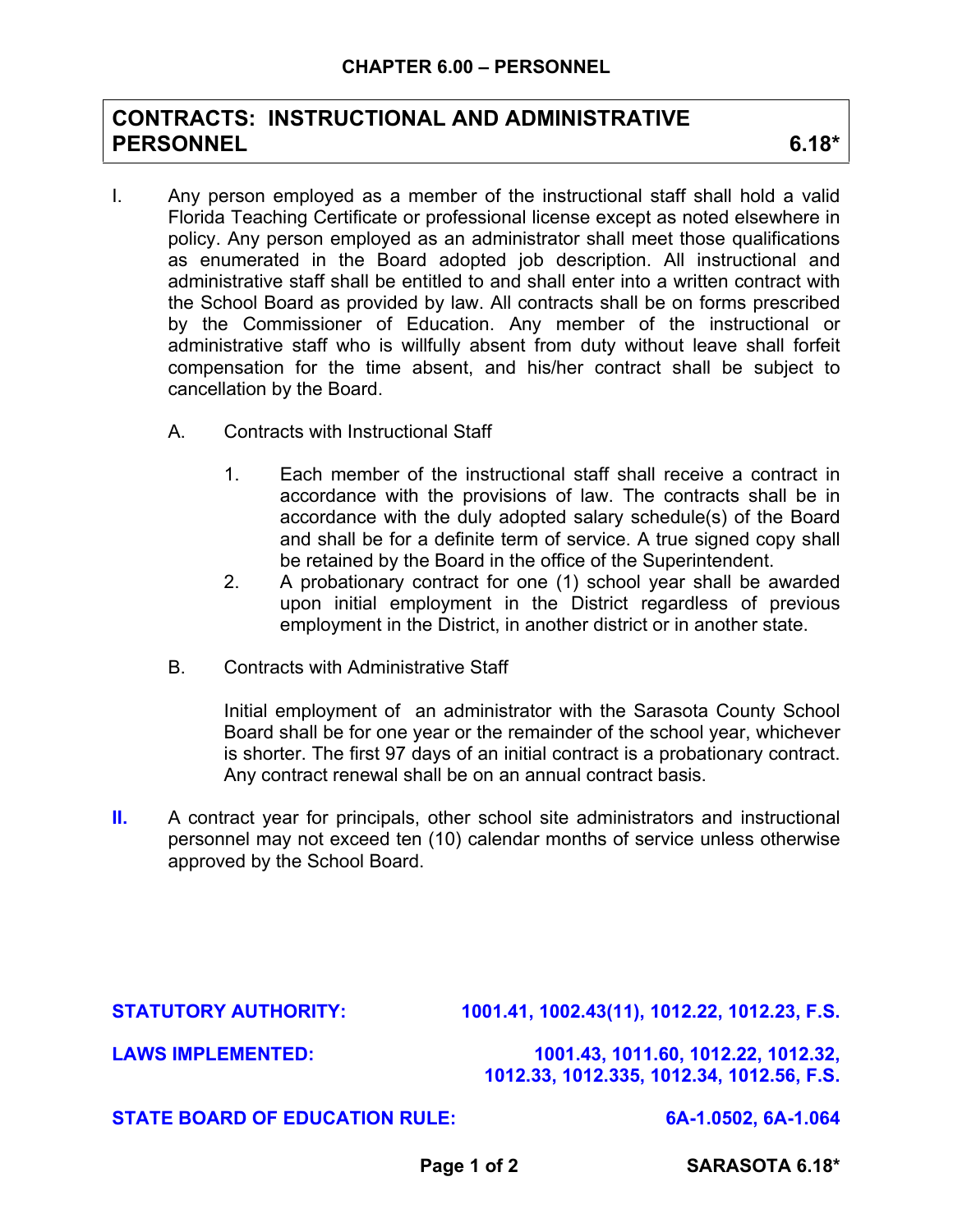## CHAPTER 6.00 – PERSONNEL

# CONTRACTS: INSTRUCTIONAL AND ADMINISTRATIVE PERSONNEL 6.18*

I. Any person employed as a member of the instructional staff shall hold a valid Florida Teaching Certificate or professional license except as noted elsewhere in policy. Any person employed as an administrator shall meet those qualifications as enumerated in the Board adopted job description. All instructional and administrative staff shall be entitled to and shall enter into a written contract with the School Board as provided by law. All contracts shall be on forms prescribed by the Commissioner of Education. Any member of the instructional or administrative staff who is willfully absent from duty without leave shall forfeit compensation for the time absent, and his/her contract shall be subject to cancellation by the Board.

   A. Contracts with Instructional Staff

      1. Each member of the instructional staff shall receive a contract in accordance with the provisions of law. The contracts shall be in accordance with the duly adopted salary schedule(s) of the Board and shall be for a definite term of service. A true signed copy shall be retained by the Board in the office of the Superintendent.
      2. A probationary contract for one (1) school year shall be awarded upon initial employment in the District regardless of previous employment in the District, in another district or in another state.

   B. Contracts with Administrative Staff

      Initial employment of an administrator with the Sarasota County School Board shall be for one year or the remainder of the school year, whichever is shorter. The first 97 days of an initial contract is a probationary contract. Any contract renewal shall be on an annual contract basis.

II. A contract year for principals, other school site administrators and instructional personnel may not exceed ten (10) calendar months of service unless otherwise approved by the School Board.

**STATUTORY AUTHORITY:** 1001.41, 1002.43(11), 1012.22, 1012.23, F.S.

**LAWS IMPLEMENTED:** 1001.43, 1011.60, 1012.22, 1012.32, 1012.33, 1012.335, 1012.34, 1012.56, F.S.

**STATE BOARD OF EDUCATION RULE:** 6A-1.0502, 6A-1.064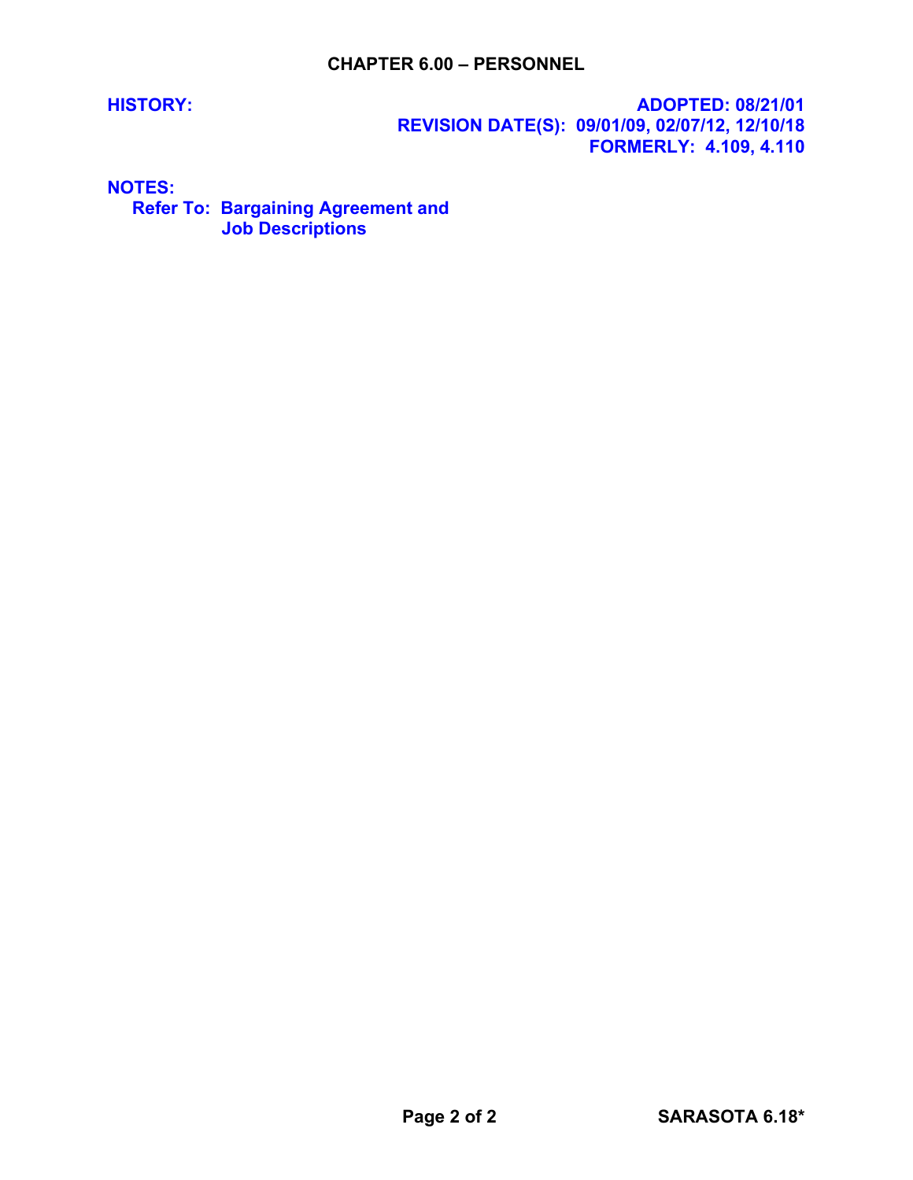**HISTORY:**

ADOPTED: 08/21/01
REVISION DATE(S): 09/01/09, 02/07/12, 12/10/18
FORMERLY: 4.109, 4.110

**NOTES:**

Refer To: Bargaining Agreement and
Job Descriptions